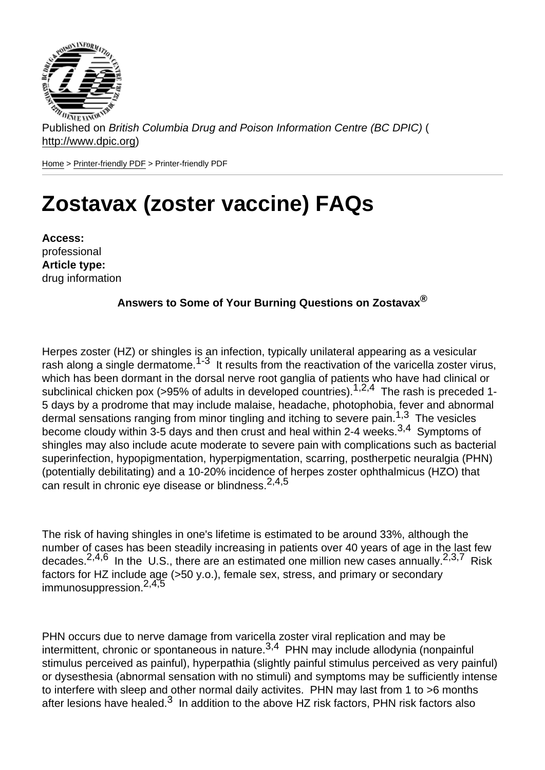Published on *British Columbia Drug and Poison Information Centre (BC DPIC)* (http://www.dpic.org)

Home > Printer-friendly PDF > Printer-friendly PDF

# Zostavax (zoster vaccine) FAQs

**Access:**
professional
**Article type:**
drug information

**Answers to Some of Your Burning Questions on Zostavax®**

Herpes zoster (HZ) or shingles is an infection, typically unilateral appearing as a vesicular rash along a single dermatome.[1-3] It results from the reactivation of the varicella zoster virus, which has been dormant in the dorsal nerve root ganglia of patients who have had clinical or subclinical chicken pox (>95% of adults in developed countries).[1,2,4] The rash is preceded 1-5 days by a prodrome that may include malaise, headache, photophobia, fever and abnormal dermal sensations ranging from minor tingling and itching to severe pain.[1,3] The vesicles become cloudy within 3-5 days and then crust and heal within 2-4 weeks.[3,4] Symptoms of shingles may also include acute moderate to severe pain with complications such as bacterial superinfection, hypopigmentation, hyperpigmentation, scarring, postherpetic neuralgia (PHN) (potentially debilitating) and a 10-20% incidence of herpes zoster ophthalmicus (HZO) that can result in chronic eye disease or blindness.[2,4,5]

The risk of having shingles in one's lifetime is estimated to be around 33%, although the number of cases has been steadily increasing in patients over 40 years of age in the last few decades.[2,4,6] In the U.S., there are an estimated one million new cases annually.[2,3,7] Risk factors for HZ include age (>50 y.o.), female sex, stress, and primary or secondary immunosuppression.[2,4,5]

PHN occurs due to nerve damage from varicella zoster viral replication and may be intermittent, chronic or spontaneous in nature.[3,4] PHN may include allodynia (nonpainful stimulus perceived as painful), hyperpathia (slightly painful stimulus perceived as very painful) or dysesthesia (abnormal sensation with no stimuli) and symptoms may be sufficiently intense to interfere with sleep and other normal daily activites. PHN may last from 1 to >6 months after lesions have healed.[3] In addition to the above HZ risk factors, PHN risk factors also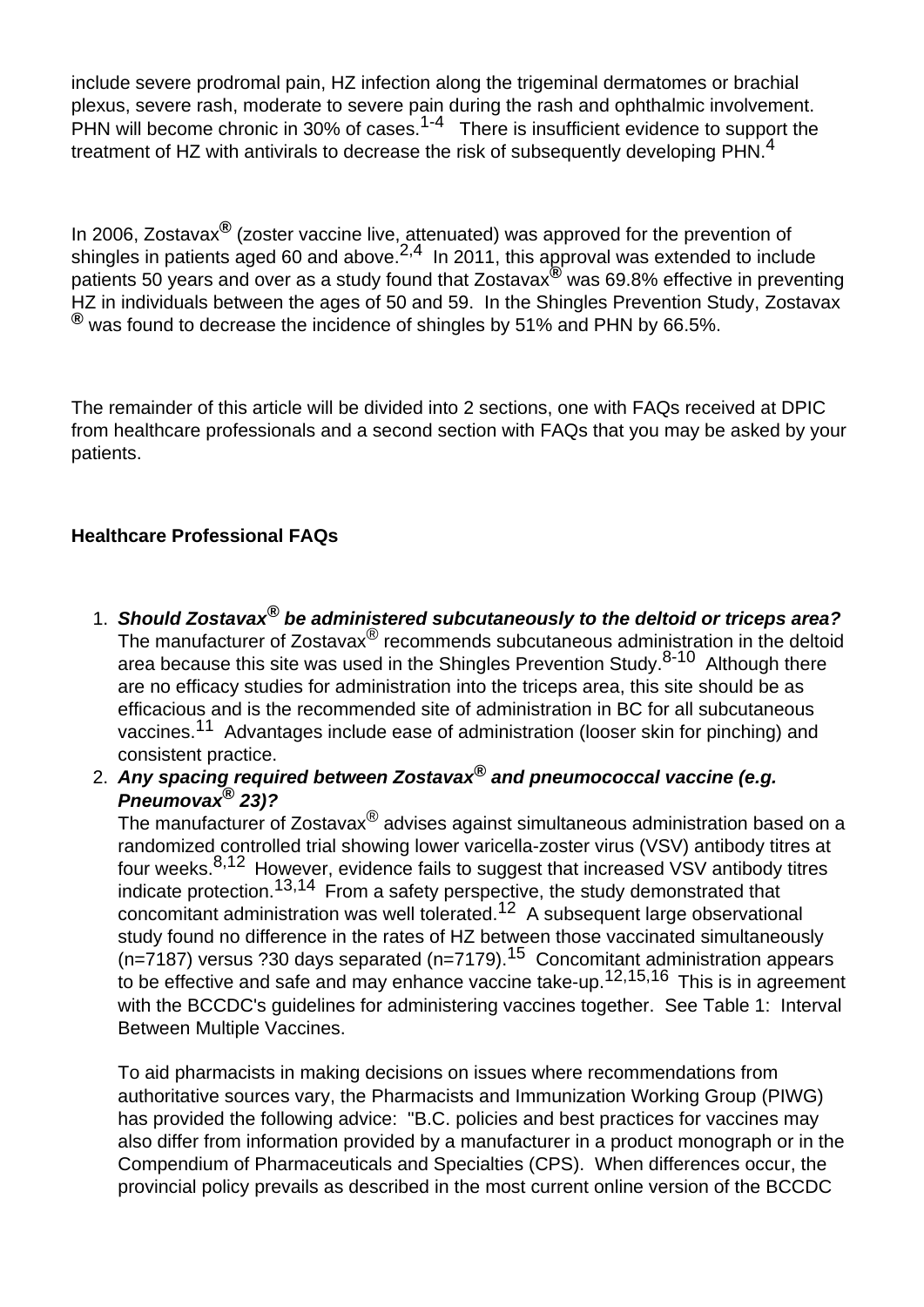include severe prodromal pain, HZ infection along the trigeminal dermatomes or brachial plexus, severe rash, moderate to severe pain during the rash and ophthalmic involvement. PHN will become chronic in 30% of cases.[1-4] There is insufficient evidence to support the treatment of HZ with antivirals to decrease the risk of subsequently developing PHN.[4]

In 2006, Zostavax® (zoster vaccine live, attenuated) was approved for the prevention of shingles in patients aged 60 and above.[2,4] In 2011, this approval was extended to include patients 50 years and over as a study found that Zostavax® was 69.8% effective in preventing HZ in individuals between the ages of 50 and 59. In the Shingles Prevention Study, Zostavax® was found to decrease the incidence of shingles by 51% and PHN by 66.5%.

The remainder of this article will be divided into 2 sections, one with FAQs received at DPIC from healthcare professionals and a second section with FAQs that you may be asked by your patients.

**Healthcare Professional FAQs**

1. ***Should Zostavax® be administered subcutaneously to the deltoid or triceps area?***
   The manufacturer of Zostavax® recommends subcutaneous administration in the deltoid area because this site was used in the Shingles Prevention Study.[8-10] Although there are no efficacy studies for administration into the triceps area, this site should be as efficacious and is the recommended site of administration in BC for all subcutaneous vaccines.[11] Advantages include ease of administration (looser skin for pinching) and consistent practice.
2. ***Any spacing required between Zostavax® and pneumococcal vaccine (e.g. Pneumovax® 23)?***
   The manufacturer of Zostavax® advises against simultaneous administration based on a randomized controlled trial showing lower varicella-zoster virus (VSV) antibody titres at four weeks.[8,12] However, evidence fails to suggest that increased VSV antibody titres indicate protection.[13,14] From a safety perspective, the study demonstrated that concomitant administration was well tolerated.[12] A subsequent large observational study found no difference in the rates of HZ between those vaccinated simultaneously (n=7187) versus ?30 days separated (n=7179).[15] Concomitant administration appears to be effective and safe and may enhance vaccine take-up.[12,15,16] This is in agreement with the BCCDC's guidelines for administering vaccines together. See Table 1: Interval Between Multiple Vaccines.

   To aid pharmacists in making decisions on issues where recommendations from authoritative sources vary, the Pharmacists and Immunization Working Group (PIWG) has provided the following advice: "B.C. policies and best practices for vaccines may also differ from information provided by a manufacturer in a product monograph or in the Compendium of Pharmaceuticals and Specialties (CPS). When differences occur, the provincial policy prevails as described in the most current online version of the BCCDC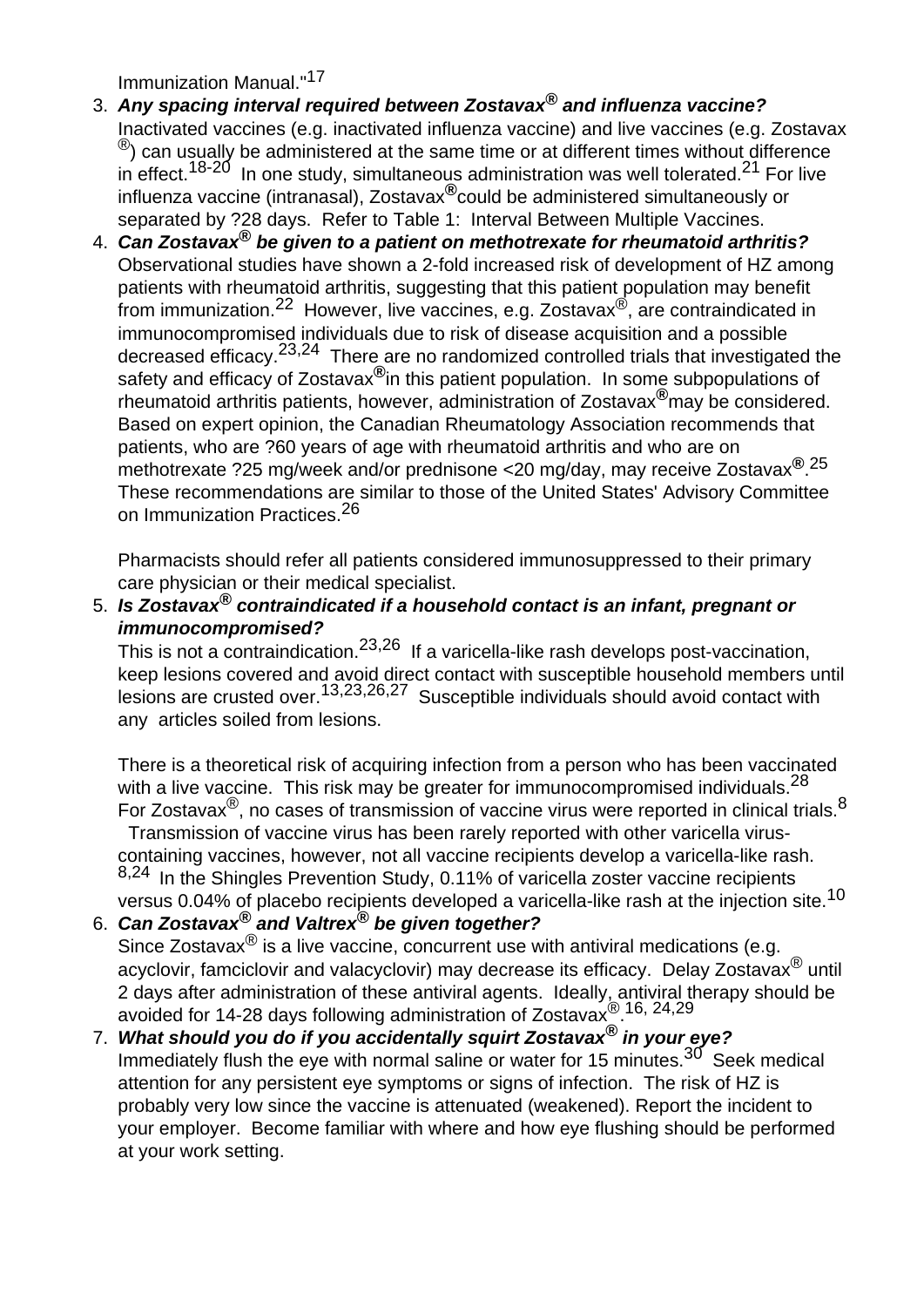Immunization Manual."[17]

3. ***Any spacing interval required between Zostavax® and influenza vaccine?***
   Inactivated vaccines (e.g. inactivated influenza vaccine) and live vaccines (e.g. Zostavax®) can usually be administered at the same time or at different times without difference in effect.[18-20] In one study, simultaneous administration was well tolerated.[21] For live influenza vaccine (intranasal), Zostavax® could be administered simultaneously or separated by ?28 days. Refer to Table 1: Interval Between Multiple Vaccines.

4. ***Can Zostavax® be given to a patient on methotrexate for rheumatoid arthritis?***
   Observational studies have shown a 2-fold increased risk of development of HZ among patients with rheumatoid arthritis, suggesting that this patient population may benefit from immunization.[22] However, live vaccines, e.g. Zostavax®, are contraindicated in immunocompromised individuals due to risk of disease acquisition and a possible decreased efficacy.[23,24] There are no randomized controlled trials that investigated the safety and efficacy of Zostavax® in this patient population. In some subpopulations of rheumatoid arthritis patients, however, administration of Zostavax® may be considered. Based on expert opinion, the Canadian Rheumatology Association recommends that patients, who are ?60 years of age with rheumatoid arthritis and who are on methotrexate ?25 mg/week and/or prednisone <20 mg/day, may receive Zostavax®.[25] These recommendations are similar to those of the United States' Advisory Committee on Immunization Practices.[26]

   Pharmacists should refer all patients considered immunosuppressed to their primary care physician or their medical specialist.

5. ***Is Zostavax® contraindicated if a household contact is an infant, pregnant or immunocompromised?***
   This is not a contraindication.[23,26] If a varicella-like rash develops post-vaccination, keep lesions covered and avoid direct contact with susceptible household members until lesions are crusted over.[13,23,26,27] Susceptible individuals should avoid contact with any articles soiled from lesions.

   There is a theoretical risk of acquiring infection from a person who has been vaccinated with a live vaccine. This risk may be greater for immunocompromised individuals.[28] For Zostavax®, no cases of transmission of vaccine virus were reported in clinical trials.[8] Transmission of vaccine virus has been rarely reported with other varicella virus-containing vaccines, however, not all vaccine recipients develop a varicella-like rash.[8,24] In the Shingles Prevention Study, 0.11% of varicella zoster vaccine recipients versus 0.04% of placebo recipients developed a varicella-like rash at the injection site.[10]

6. ***Can Zostavax® and Valtrex® be given together?***
   Since Zostavax® is a live vaccine, concurrent use with antiviral medications (e.g. acyclovir, famciclovir and valacyclovir) may decrease its efficacy. Delay Zostavax® until 2 days after administration of these antiviral agents. Ideally, antiviral therapy should be avoided for 14-28 days following administration of Zostavax®.[16, 24,29]

7. ***What should you do if you accidentally squirt Zostavax® in your eye?***
   Immediately flush the eye with normal saline or water for 15 minutes.[30] Seek medical attention for any persistent eye symptoms or signs of infection. The risk of HZ is probably very low since the vaccine is attenuated (weakened). Report the incident to your employer. Become familiar with where and how eye flushing should be performed at your work setting.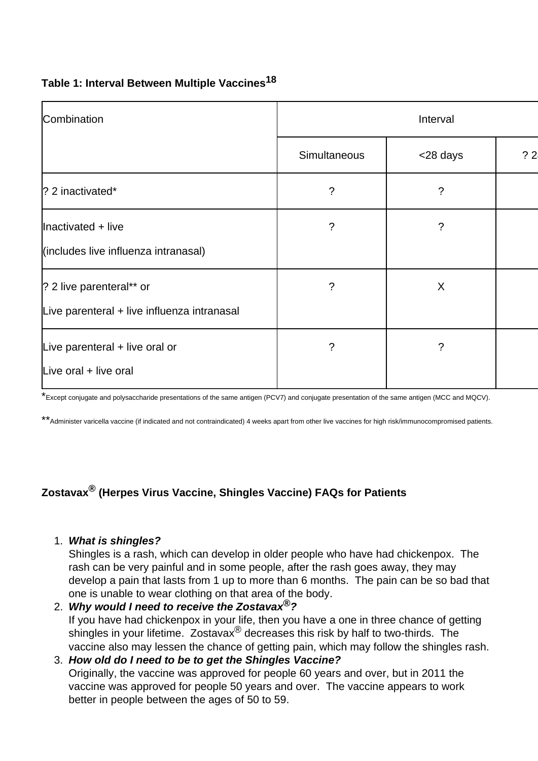**Table 1: Interval Between Multiple Vaccines[18]**

| Combination | Interval | | |
|---|---|---|---|
| | Simultaneous | <28 days | ? 2 |
| ? 2 inactivated* | ? | ? | |
| Inactivated + live<br>(includes live influenza intranasal) | ? | ? | |
| ? 2 live parenteral** or<br>Live parenteral + live influenza intranasal | ? | X | |
| Live parenteral + live oral or<br>Live oral + live oral | ? | ? | |

*Except conjugate and polysaccharide presentations of the same antigen (PCV7) and conjugate presentation of the same antigen (MCC and MQCV).

**Administer varicella vaccine (if indicated and not contraindicated) 4 weeks apart from other live vaccines for high risk/immunocompromised patients.

## Zostavax® (Herpes Virus Vaccine, Shingles Vaccine) FAQs for Patients

1. ***What is shingles?***
   Shingles is a rash, which can develop in older people who have had chickenpox. The rash can be very painful and in some people, after the rash goes away, they may develop a pain that lasts from 1 up to more than 6 months. The pain can be so bad that one is unable to wear clothing on that area of the body.
2. ***Why would I need to receive the Zostavax®?***
   If you have had chickenpox in your life, then you have a one in three chance of getting shingles in your lifetime. Zostavax® decreases this risk by half to two-thirds. The vaccine also may lessen the chance of getting pain, which may follow the shingles rash.
3. ***How old do I need to be to get the Shingles Vaccine?***
   Originally, the vaccine was approved for people 60 years and over, but in 2011 the vaccine was approved for people 50 years and over. The vaccine appears to work better in people between the ages of 50 to 59.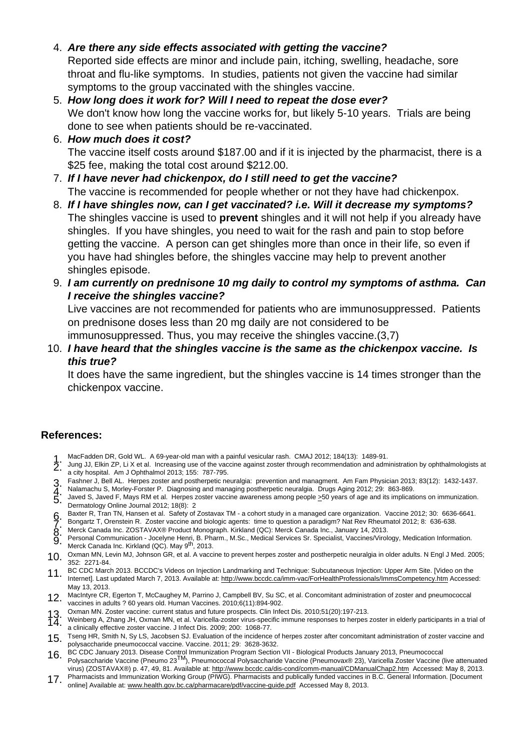4. ***Are there any side effects associated with getting the vaccine?***
   Reported side effects are minor and include pain, itching, swelling, headache, sore throat and flu-like symptoms. In studies, patients not given the vaccine had similar symptoms to the group vaccinated with the shingles vaccine.
5. ***How long does it work for? Will I need to repeat the dose ever?***
   We don't know how long the vaccine works for, but likely 5-10 years. Trials are being done to see when patients should be re-vaccinated.
6. ***How much does it cost?***
   The vaccine itself costs around $187.00 and if it is injected by the pharmacist, there is a $25 fee, making the total cost around $212.00.
7. ***If I have never had chickenpox, do I still need to get the vaccine?***
   The vaccine is recommended for people whether or not they have had chickenpox.
8. ***If I have shingles now, can I get vaccinated? i.e. Will it decrease my symptoms?***
   The shingles vaccine is used to **prevent** shingles and it will not help if you already have shingles. If you have shingles, you need to wait for the rash and pain to stop before getting the vaccine. A person can get shingles more than once in their life, so even if you have had shingles before, the shingles vaccine may help to prevent another shingles episode.
9. ***I am currently on prednisone 10 mg daily to control my symptoms of asthma. Can I receive the shingles vaccine?***
   Live vaccines are not recommended for patients who are immunosuppressed. Patients on prednisone doses less than 20 mg daily are not considered to be immunosuppressed. Thus, you may receive the shingles vaccine.(3,7)
10. ***I have heard that the shingles vaccine is the same as the chickenpox vaccine. Is this true?***
    It does have the same ingredient, but the shingles vaccine is 14 times stronger than the chickenpox vaccine.

## References:

1. MacFadden DR, Gold WL. A 69-year-old man with a painful vesicular rash. CMAJ 2012; 184(13): 1489-91.
2. Jung JJ, Elkin ZP, Li X et al. Increasing use of the vaccine against zoster through recommendation and administration by ophthalmologists at a city hospital. Am J Ophthalmol 2013; 155: 787-795.
3. Fashner J, Bell AL. Herpes zoster and postherpetic neuralgia: prevention and managment. Am Fam Physician 2013; 83(12): 1432-1437.
4. Nalamachu S, Morley-Forster P. Diagnosing and managing postherpetic neuralgia. Drugs Aging 2012; 29: 863-869.
5. Javed S, Javed F, Mays RM et al. Herpes zoster vaccine awareness among people >50 years of age and its implications on immunization. Dermatology Online Journal 2012; 18(8): 2
6. Baxter R, Tran TN, Hansen et al. Safety of Zostavax TM - a cohort study in a managed care organization. Vaccine 2012; 30: 6636-6641.
7. Bongartz T, Orenstein R. Zoster vaccine and biologic agents: time to question a paradigm? Nat Rev Rheumatol 2012; 8: 636-638.
8. Merck Canada Inc. ZOSTAVAX® Product Monograph. Kirkland (QC): Merck Canada Inc., January 14, 2013.
9. Personal Communication - Jocelyne Henri, B. Pharm., M.Sc., Medical Services Sr. Specialist, Vaccines/Virology, Medication Information. Merck Canada Inc. Kirkland (QC). May 9th, 2013.
10. Oxman MN, Levin MJ, Johnson GR, et al. A vaccine to prevent herpes zoster and postherpetic neuralgia in older adults. N Engl J Med. 2005; 352: 2271-84.
11. BC CDC March 2013. BCCDC's Videos on Injection Landmarking and Technique: Subcutaneous Injection: Upper Arm Site. [Video on the Internet]. Last updated March 7, 2013. Available at: http://www.bccdc.ca/imm-vac/ForHealthProfessionals/ImmsCompetency.htm Accessed: May 13, 2013.
12. MacIntyre CR, Egerton T, McCaughey M, Parrino J, Campbell BV, Su SC, et al. Concomitant administration of zoster and pneumococcal vaccines in adults ? 60 years old. Human Vaccines. 2010;6(11):894-902.
13. Oxman MN. Zoster vaccine: current status and future prospects. Clin Infect Dis. 2010;51(20):197-213.
14. Weinberg A, Zhang JH, Oxman MN, et al. Varicella-zoster virus-specific immune responses to herpes zoster in elderly participants in a trial of a clinically effective zoster vaccine. J Infect Dis. 2009; 200: 1068-77.
15. Tseng HR, Smith N, Sy LS, Jacobsen SJ. Evaluation of the incidence of herpes zoster after concomitant administration of zoster vaccine and polysaccharide pneumococcal vaccine. Vaccine. 2011; 29: 3628-3632.
16. BC CDC January 2013. Disease Control Immunization Program Section VII - Biological Products January 2013, Pneumococcal Polysaccharide Vaccine (Pneumo 23TM), Pneumococcal Polysaccharide Vaccine (Pneumovax® 23), Varicella Zoster Vaccine (live attenuated virus) (ZOSTAVAX®) p. 47, 49, 81. Available at: http://www.bccdc.ca/dis-cond/comm-manual/CDManualChap2.htm Accessed: May 8, 2013.
17. Pharmacists and Immunization Working Group (PIWG). Pharmacists and publically funded vaccines in B.C. General Information. [Document online] Available at: www.health.gov.bc.ca/pharmacare/pdf/vaccine-guide.pdf Accessed May 8, 2013.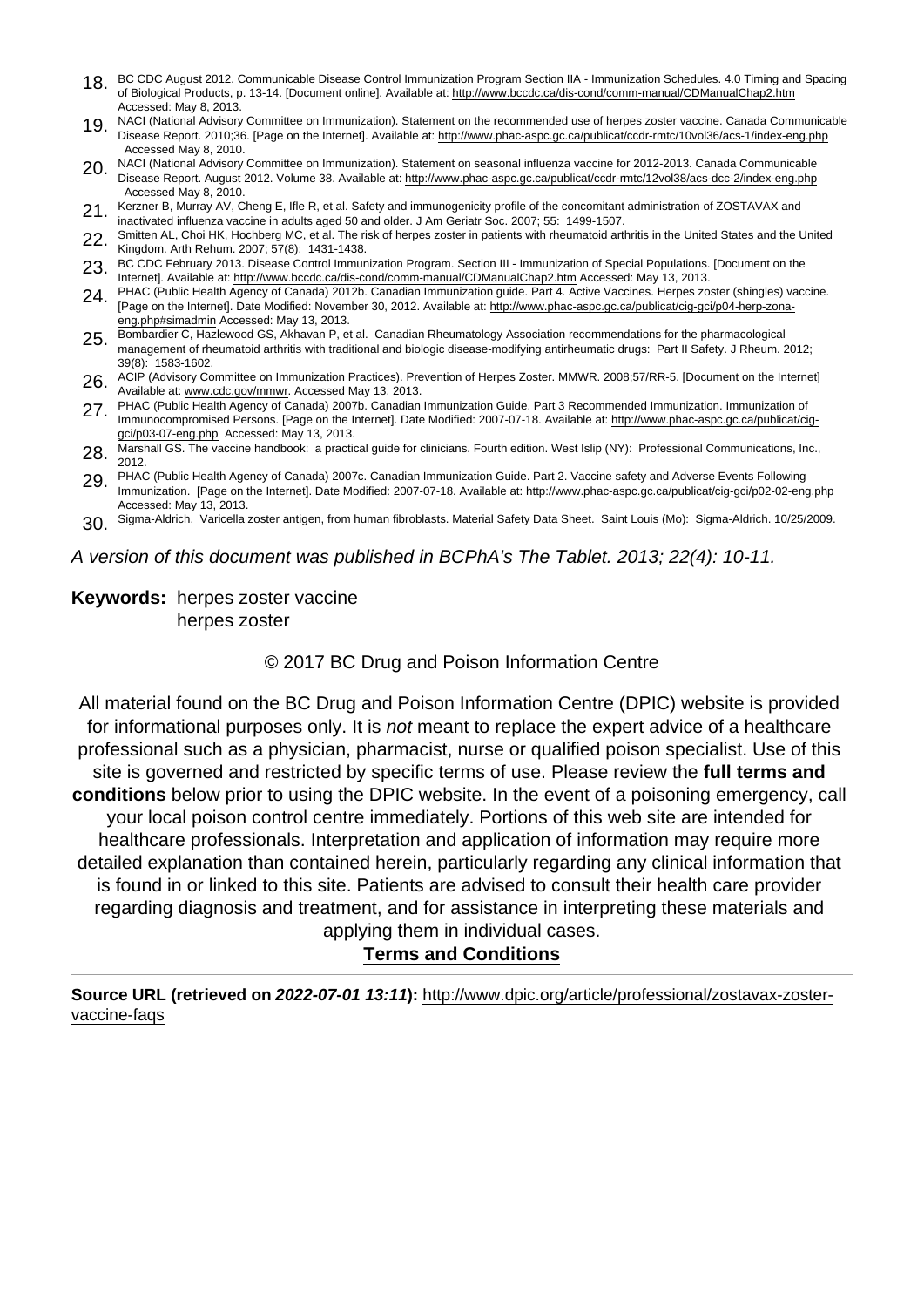18. BC CDC August 2012. Communicable Disease Control Immunization Program Section IIA - Immunization Schedules. 4.0 Timing and Spacing of Biological Products, p. 13-14. [Document online]. Available at: http://www.bccdc.ca/dis-cond/comm-manual/CDManualChap2.htm Accessed: May 8, 2013.
19. NACI (National Advisory Committee on Immunization). Statement on the recommended use of herpes zoster vaccine. Canada Communicable Disease Report. 2010;36. [Page on the Internet]. Available at: http://www.phac-aspc.gc.ca/publicat/ccdr-rmtc/10vol36/acs-1/index-eng.php Accessed May 8, 2010.
20. NACI (National Advisory Committee on Immunization). Statement on seasonal influenza vaccine for 2012-2013. Canada Communicable Disease Report. August 2012. Volume 38. Available at: http://www.phac-aspc.gc.ca/publicat/ccdr-rmtc/12vol38/acs-dcc-2/index-eng.php Accessed May 8, 2010.
21. Kerzner B, Murray AV, Cheng E, Ifle R, et al. Safety and immunogenicity profile of the concomitant administration of ZOSTAVAX and inactivated influenza vaccine in adults aged 50 and older. J Am Geriatr Soc. 2007; 55: 1499-1507.
22. Smitten AL, Choi HK, Hochberg MC, et al. The risk of herpes zoster in patients with rheumatoid arthritis in the United States and the United Kingdom. Arth Rehum. 2007; 57(8): 1431-1438.
23. BC CDC February 2013. Disease Control Immunization Program. Section III - Immunization of Special Populations. [Document on the Internet]. Available at: http://www.bccdc.ca/dis-cond/comm-manual/CDManualChap2.htm Accessed: May 13, 2013.
24. PHAC (Public Health Agency of Canada) 2012b. Canadian Immunization guide. Part 4. Active Vaccines. Herpes zoster (shingles) vaccine. [Page on the Internet]. Date Modified: November 30, 2012. Available at: http://www.phac-aspc.gc.ca/publicat/cig-gci/p04-herp-zona-eng.php#simadmin Accessed: May 13, 2013.
25. Bombardier C, Hazlewood GS, Akhavan P, et al. Canadian Rheumatology Association recommendations for the pharmacological management of rheumatoid arthritis with traditional and biologic disease-modifying antirheumatic drugs: Part II Safety. J Rheum. 2012; 39(8): 1583-1602.
26. ACIP (Advisory Committee on Immunization Practices). Prevention of Herpes Zoster. MMWR. 2008;57/RR-5. [Document on the Internet] Available at: www.cdc.gov/mmwr. Accessed May 13, 2013.
27. PHAC (Public Health Agency of Canada) 2007b. Canadian Immunization Guide. Part 3 Recommended Immunization. Immunization of Immunocompromised Persons. [Page on the Internet]. Date Modified: 2007-07-18. Available at: http://www.phac-aspc.gc.ca/publicat/cig-gci/p03-07-eng.php Accessed: May 13, 2013.
28. Marshall GS. The vaccine handbook: a practical guide for clinicians. Fourth edition. West Islip (NY): Professional Communications, Inc., 2012.
29. PHAC (Public Health Agency of Canada) 2007c. Canadian Immunization Guide. Part 2. Vaccine safety and Adverse Events Following Immunization. [Page on the Internet]. Date Modified: 2007-07-18. Available at: http://www.phac-aspc.gc.ca/publicat/cig-gci/p02-02-eng.php Accessed: May 13, 2013.
30. Sigma-Aldrich. Varicella zoster antigen, from human fibroblasts. Material Safety Data Sheet. Saint Louis (Mo): Sigma-Aldrich. 10/25/2009.

*A version of this document was published in BCPhA's The Tablet. 2013; 22(4): 10-11.*

**Keywords:** herpes zoster vaccine
herpes zoster

© 2017 BC Drug and Poison Information Centre

All material found on the BC Drug and Poison Information Centre (DPIC) website is provided for informational purposes only. It is *not* meant to replace the expert advice of a healthcare professional such as a physician, pharmacist, nurse or qualified poison specialist. Use of this site is governed and restricted by specific terms of use. Please review the **full terms and conditions** below prior to using the DPIC website. In the event of a poisoning emergency, call your local poison control centre immediately. Portions of this web site are intended for healthcare professionals. Interpretation and application of information may require more detailed explanation than contained herein, particularly regarding any clinical information that is found in or linked to this site. Patients are advised to consult their health care provider regarding diagnosis and treatment, and for assistance in interpreting these materials and applying them in individual cases.

**Terms and Conditions**

---

**Source URL (retrieved on *2022-07-01 13:11*):** http://www.dpic.org/article/professional/zostavax-zoster-vaccine-faqs